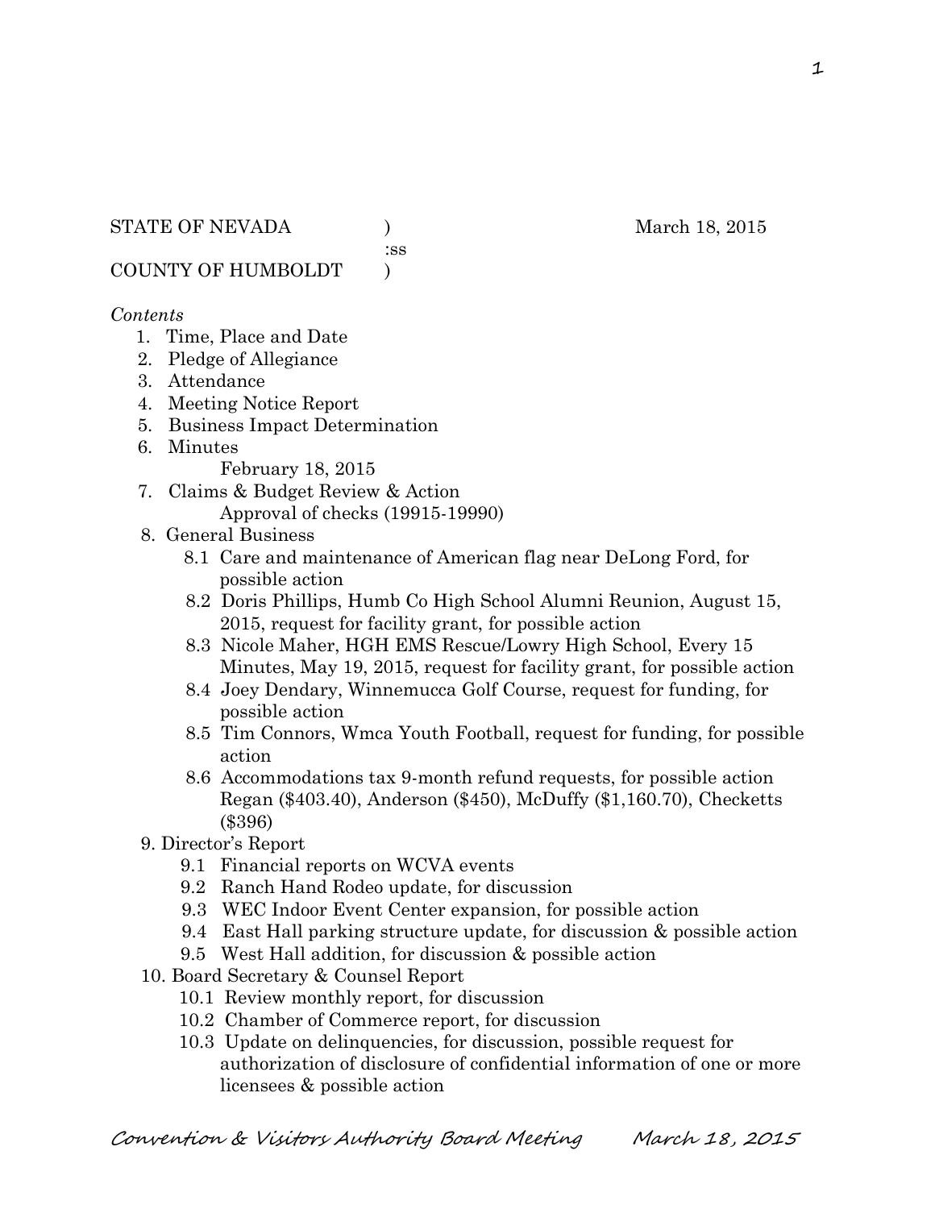STATE OF NEVADA ) March 18, 2015
:ss
COUNTY OF HUMBOLDT )

*Contents*

1. Time, Place and Date
2. Pledge of Allegiance
3. Attendance
4. Meeting Notice Report
5. Business Impact Determination
6. Minutes
   February 18, 2015
7. Claims & Budget Review & Action
   Approval of checks (19915-19990)
8. General Business
   - 8.1 Care and maintenance of American flag near DeLong Ford, for possible action
   - 8.2 Doris Phillips, Humb Co High School Alumni Reunion, August 15, 2015, request for facility grant, for possible action
   - 8.3 Nicole Maher, HGH EMS Rescue/Lowry High School, Every 15 Minutes, May 19, 2015, request for facility grant, for possible action
   - 8.4 Joey Dendary, Winnemucca Golf Course, request for funding, for possible action
   - 8.5 Tim Connors, Wmca Youth Football, request for funding, for possible action
   - 8.6 Accommodations tax 9-month refund requests, for possible action Regan ($403.40), Anderson ($450), McDuffy ($1,160.70), Checketts ($396)
9. Director's Report
   - 9.1 Financial reports on WCVA events
   - 9.2 Ranch Hand Rodeo update, for discussion
   - 9.3 WEC Indoor Event Center expansion, for possible action
   - 9.4 East Hall parking structure update, for discussion & possible action
   - 9.5 West Hall addition, for discussion & possible action
10. Board Secretary & Counsel Report
    - 10.1 Review monthly report, for discussion
    - 10.2 Chamber of Commerce report, for discussion
    - 10.3 Update on delinquencies, for discussion, possible request for authorization of disclosure of confidential information of one or more licensees & possible action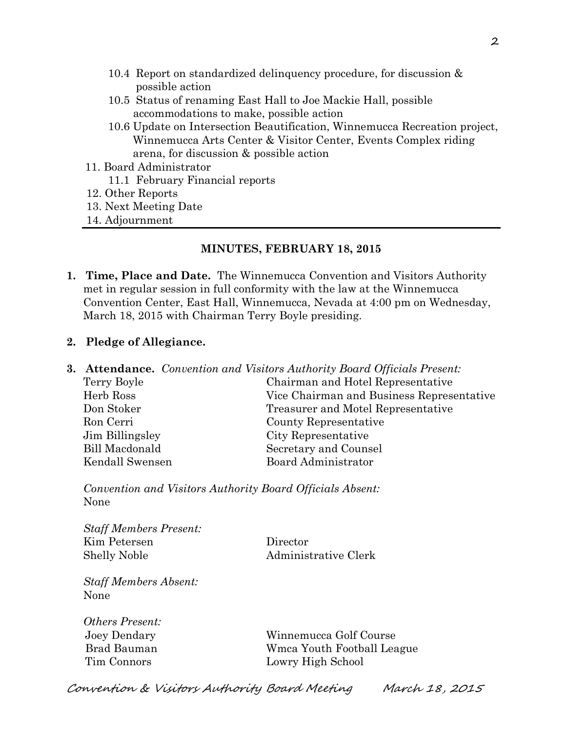10.4 Report on standardized delinquency procedure, for discussion & possible action

10.5 Status of renaming East Hall to Joe Mackie Hall, possible accommodations to make, possible action

10.6 Update on Intersection Beautification, Winnemucca Recreation project, Winnemucca Arts Center & Visitor Center, Events Complex riding arena, for discussion & possible action

11. Board Administrator
    - 11.1 February Financial reports
12. Other Reports
13. Next Meeting Date
14. Adjournment

---

**MINUTES, FEBRUARY 18, 2015**

1. **Time, Place and Date.** The Winnemucca Convention and Visitors Authority met in regular session in full conformity with the law at the Winnemucca Convention Center, East Hall, Winnemucca, Nevada at 4:00 pm on Wednesday, March 18, 2015 with Chairman Terry Boyle presiding.

2. **Pledge of Allegiance.**

3. **Attendance.** *Convention and Visitors Authority Board Officials Present:*

| | |
|---|---|
| Terry Boyle | Chairman and Hotel Representative |
| Herb Ross | Vice Chairman and Business Representative |
| Don Stoker | Treasurer and Motel Representative |
| Ron Cerri | County Representative |
| Jim Billingsley | City Representative |
| Bill Macdonald | Secretary and Counsel |
| Kendall Swensen | Board Administrator |

*Convention and Visitors Authority Board Officials Absent:*
None

*Staff Members Present:*

| | |
|---|---|
| Kim Petersen | Director |
| Shelly Noble | Administrative Clerk |

*Staff Members Absent:*
None

*Others Present:*

| | |
|---|---|
| Joey Dendary | Winnemucca Golf Course |
| Brad Bauman | Wmca Youth Football League |
| Tim Connors | Lowry High School |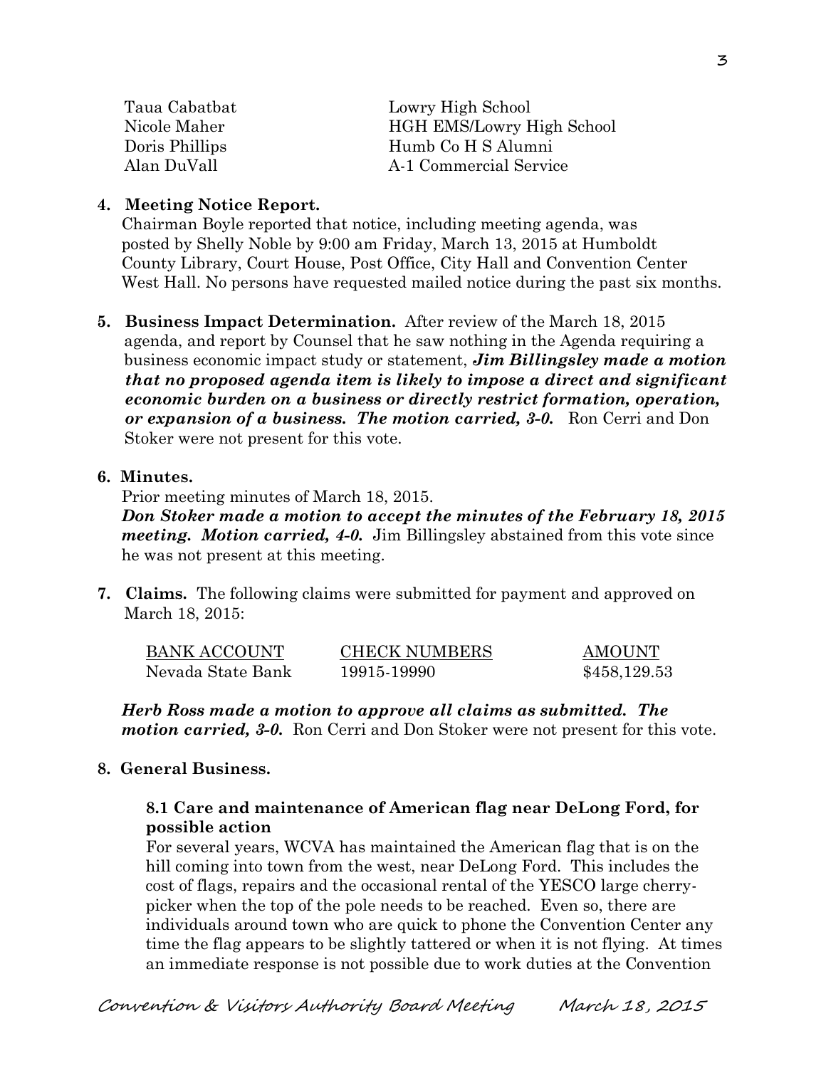| | |
|---|---|
| Taua Cabatbat | Lowry High School |
| Nicole Maher | HGH EMS/Lowry High School |
| Doris Phillips | Humb Co H S Alumni |
| Alan DuVall | A-1 Commercial Service |

**4. Meeting Notice Report.**
Chairman Boyle reported that notice, including meeting agenda, was posted by Shelly Noble by 9:00 am Friday, March 13, 2015 at Humboldt County Library, Court House, Post Office, City Hall and Convention Center West Hall. No persons have requested mailed notice during the past six months.

**5. Business Impact Determination.** After review of the March 18, 2015 agenda, and report by Counsel that he saw nothing in the Agenda requiring a business economic impact study or statement, ***Jim Billingsley made a motion that no proposed agenda item is likely to impose a direct and significant economic burden on a business or directly restrict formation, operation, or expansion of a business. The motion carried, 3-0.*** Ron Cerri and Don Stoker were not present for this vote.

**6. Minutes.**
Prior meeting minutes of March 18, 2015.
***Don Stoker made a motion to accept the minutes of the February 18, 2015 meeting. Motion carried, 4-0.*** Jim Billingsley abstained from this vote since he was not present at this meeting.

**7. Claims.** The following claims were submitted for payment and approved on March 18, 2015:

| BANK ACCOUNT | CHECK NUMBERS | AMOUNT |
|---|---|---|
| Nevada State Bank | 19915-19990 | \$458,129.53 |

***Herb Ross made a motion to approve all claims as submitted. The motion carried, 3-0.*** Ron Cerri and Don Stoker were not present for this vote.

**8. General Business.**

**8.1 Care and maintenance of American flag near DeLong Ford, for possible action**
For several years, WCVA has maintained the American flag that is on the hill coming into town from the west, near DeLong Ford. This includes the cost of flags, repairs and the occasional rental of the YESCO large cherry-picker when the top of the pole needs to be reached. Even so, there are individuals around town who are quick to phone the Convention Center any time the flag appears to be slightly tattered or when it is not flying. At times an immediate response is not possible due to work duties at the Convention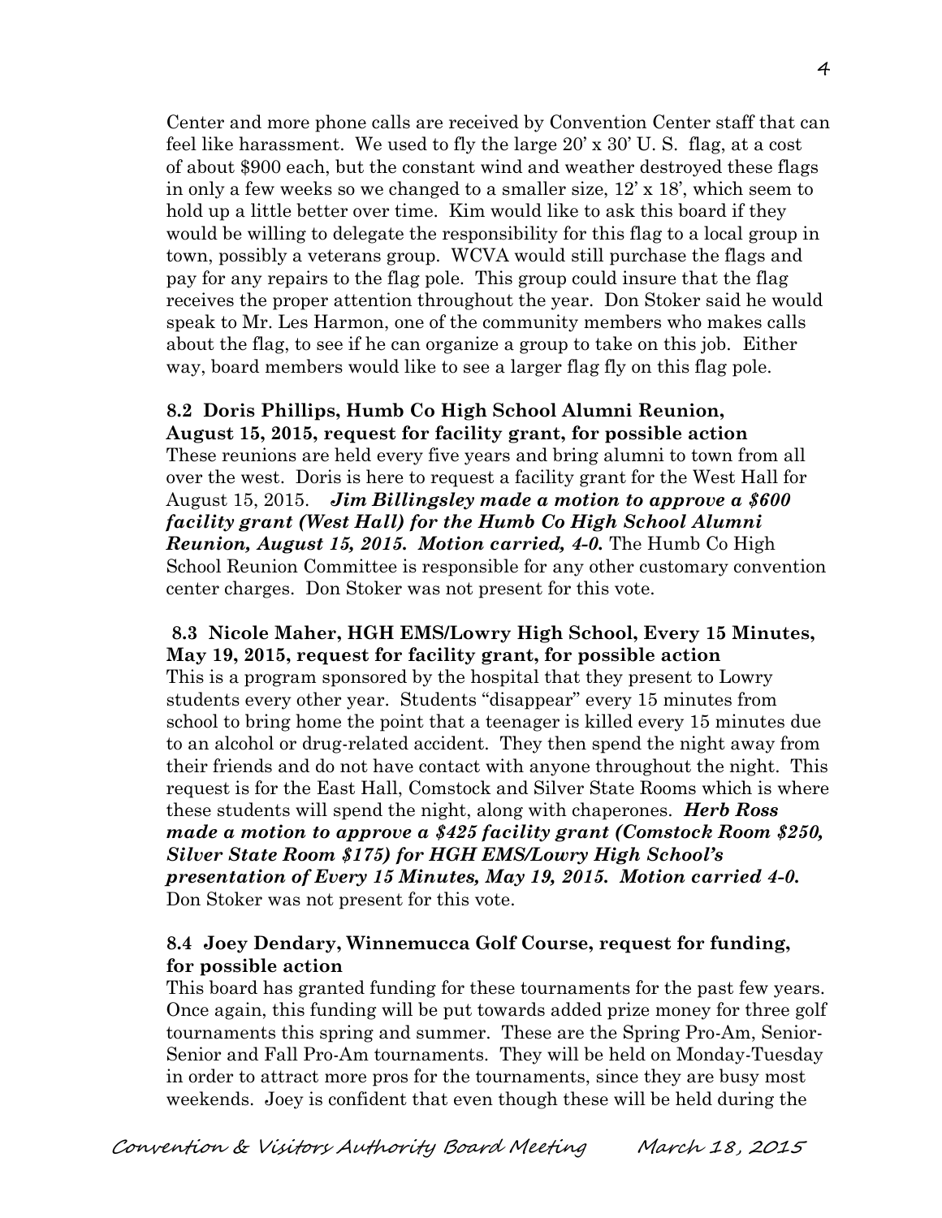Center and more phone calls are received by Convention Center staff that can feel like harassment. We used to fly the large 20' x 30' U. S. flag, at a cost of about $900 each, but the constant wind and weather destroyed these flags in only a few weeks so we changed to a smaller size, 12' x 18', which seem to hold up a little better over time. Kim would like to ask this board if they would be willing to delegate the responsibility for this flag to a local group in town, possibly a veterans group. WCVA would still purchase the flags and pay for any repairs to the flag pole. This group could insure that the flag receives the proper attention throughout the year. Don Stoker said he would speak to Mr. Les Harmon, one of the community members who makes calls about the flag, to see if he can organize a group to take on this job. Either way, board members would like to see a larger flag fly on this flag pole.

**8.2 Doris Phillips, Humb Co High School Alumni Reunion, August 15, 2015, request for facility grant, for possible action**

These reunions are held every five years and bring alumni to town from all over the west. Doris is here to request a facility grant for the West Hall for August 15, 2015. ***Jim Billingsley made a motion to approve a $600 facility grant (West Hall) for the Humb Co High School Alumni Reunion, August 15, 2015. Motion carried, 4-0.*** The Humb Co High School Reunion Committee is responsible for any other customary convention center charges. Don Stoker was not present for this vote.

**8.3 Nicole Maher, HGH EMS/Lowry High School, Every 15 Minutes, May 19, 2015, request for facility grant, for possible action**

This is a program sponsored by the hospital that they present to Lowry students every other year. Students "disappear" every 15 minutes from school to bring home the point that a teenager is killed every 15 minutes due to an alcohol or drug-related accident. They then spend the night away from their friends and do not have contact with anyone throughout the night. This request is for the East Hall, Comstock and Silver State Rooms which is where these students will spend the night, along with chaperones. ***Herb Ross made a motion to approve a $425 facility grant (Comstock Room $250, Silver State Room $175) for HGH EMS/Lowry High School's presentation of Every 15 Minutes, May 19, 2015. Motion carried 4-0.*** Don Stoker was not present for this vote.

**8.4 Joey Dendary, Winnemucca Golf Course, request for funding, for possible action**

This board has granted funding for these tournaments for the past few years. Once again, this funding will be put towards added prize money for three golf tournaments this spring and summer. These are the Spring Pro-Am, Senior-Senior and Fall Pro-Am tournaments. They will be held on Monday-Tuesday in order to attract more pros for the tournaments, since they are busy most weekends. Joey is confident that even though these will be held during the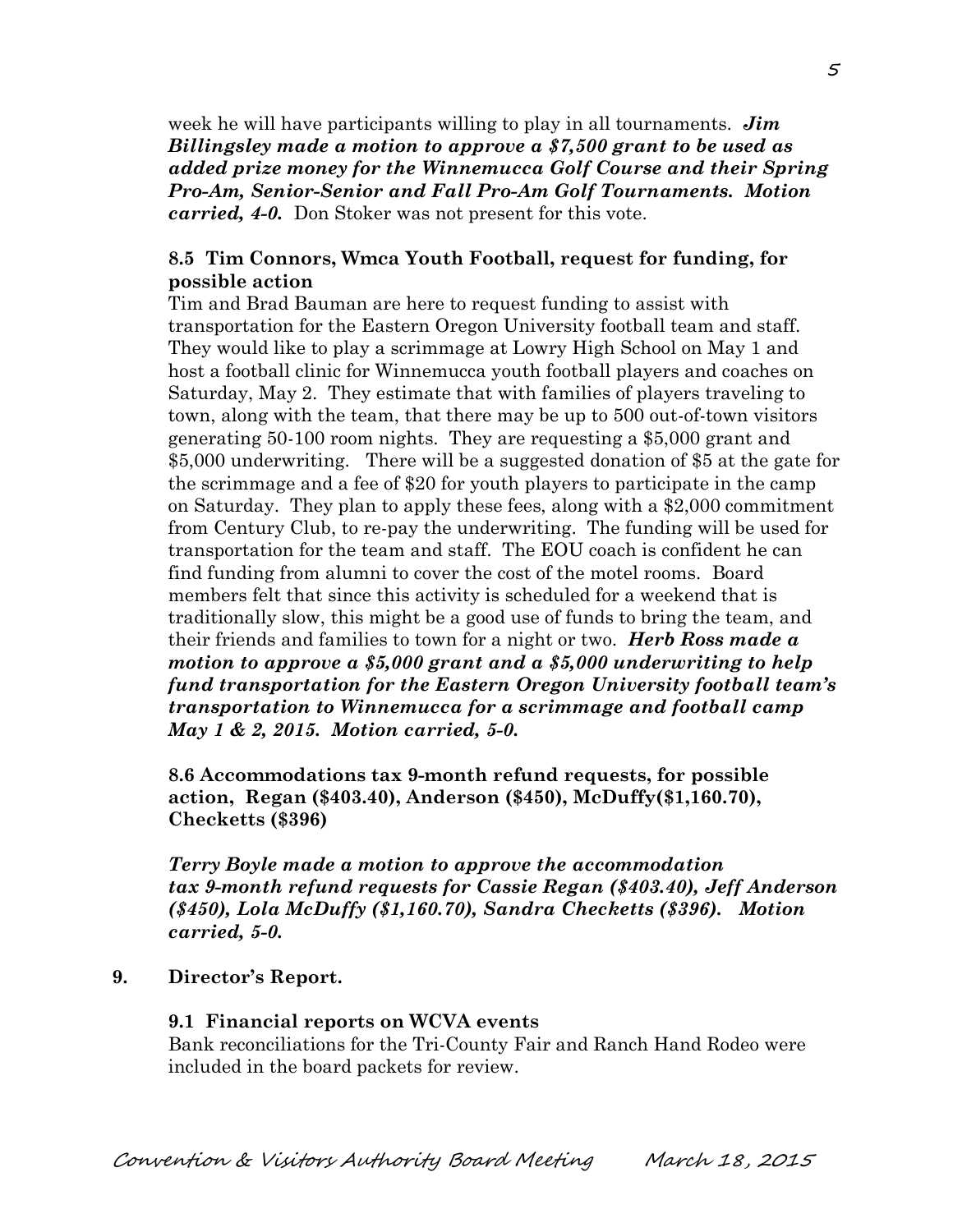week he will have participants willing to play in all tournaments. ***Jim Billingsley made a motion to approve a $7,500 grant to be used as added prize money for the Winnemucca Golf Course and their Spring Pro-Am, Senior-Senior and Fall Pro-Am Golf Tournaments. Motion carried, 4-0.*** Don Stoker was not present for this vote.

**8.5 Tim Connors, Wmca Youth Football, request for funding, for possible action**

Tim and Brad Bauman are here to request funding to assist with transportation for the Eastern Oregon University football team and staff. They would like to play a scrimmage at Lowry High School on May 1 and host a football clinic for Winnemucca youth football players and coaches on Saturday, May 2. They estimate that with families of players traveling to town, along with the team, that there may be up to 500 out-of-town visitors generating 50-100 room nights. They are requesting a $5,000 grant and $5,000 underwriting. There will be a suggested donation of $5 at the gate for the scrimmage and a fee of $20 for youth players to participate in the camp on Saturday. They plan to apply these fees, along with a $2,000 commitment from Century Club, to re-pay the underwriting. The funding will be used for transportation for the team and staff. The EOU coach is confident he can find funding from alumni to cover the cost of the motel rooms. Board members felt that since this activity is scheduled for a weekend that is traditionally slow, this might be a good use of funds to bring the team, and their friends and families to town for a night or two. ***Herb Ross made a motion to approve a $5,000 grant and a $5,000 underwriting to help fund transportation for the Eastern Oregon University football team's transportation to Winnemucca for a scrimmage and football camp May 1 & 2, 2015. Motion carried, 5-0.***

**8.6 Accommodations tax 9-month refund requests, for possible action, Regan ($403.40), Anderson ($450), McDuffy($1,160.70), Checketts ($396)**

***Terry Boyle made a motion to approve the accommodation tax 9-month refund requests for Cassie Regan ($403.40), Jeff Anderson ($450), Lola McDuffy ($1,160.70), Sandra Checketts ($396). Motion carried, 5-0.***

**9. Director's Report.**

**9.1 Financial reports on WCVA events**

Bank reconciliations for the Tri-County Fair and Ranch Hand Rodeo were included in the board packets for review.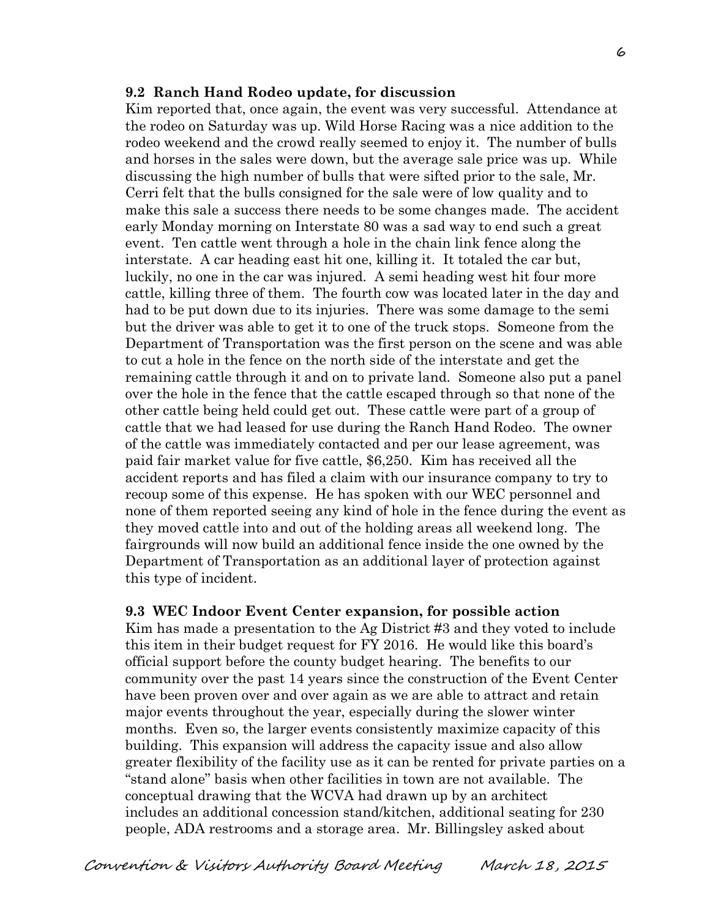**9.2 Ranch Hand Rodeo update, for discussion**

Kim reported that, once again, the event was very successful. Attendance at the rodeo on Saturday was up. Wild Horse Racing was a nice addition to the rodeo weekend and the crowd really seemed to enjoy it. The number of bulls and horses in the sales were down, but the average sale price was up. While discussing the high number of bulls that were sifted prior to the sale, Mr. Cerri felt that the bulls consigned for the sale were of low quality and to make this sale a success there needs to be some changes made. The accident early Monday morning on Interstate 80 was a sad way to end such a great event. Ten cattle went through a hole in the chain link fence along the interstate. A car heading east hit one, killing it. It totaled the car but, luckily, no one in the car was injured. A semi heading west hit four more cattle, killing three of them. The fourth cow was located later in the day and had to be put down due to its injuries. There was some damage to the semi but the driver was able to get it to one of the truck stops. Someone from the Department of Transportation was the first person on the scene and was able to cut a hole in the fence on the north side of the interstate and get the remaining cattle through it and on to private land. Someone also put a panel over the hole in the fence that the cattle escaped through so that none of the other cattle being held could get out. These cattle were part of a group of cattle that we had leased for use during the Ranch Hand Rodeo. The owner of the cattle was immediately contacted and per our lease agreement, was paid fair market value for five cattle, $6,250. Kim has received all the accident reports and has filed a claim with our insurance company to try to recoup some of this expense. He has spoken with our WEC personnel and none of them reported seeing any kind of hole in the fence during the event as they moved cattle into and out of the holding areas all weekend long. The fairgrounds will now build an additional fence inside the one owned by the Department of Transportation as an additional layer of protection against this type of incident.

**9.3 WEC Indoor Event Center expansion, for possible action**

Kim has made a presentation to the Ag District #3 and they voted to include this item in their budget request for FY 2016. He would like this board's official support before the county budget hearing. The benefits to our community over the past 14 years since the construction of the Event Center have been proven over and over again as we are able to attract and retain major events throughout the year, especially during the slower winter months. Even so, the larger events consistently maximize capacity of this building. This expansion will address the capacity issue and also allow greater flexibility of the facility use as it can be rented for private parties on a "stand alone" basis when other facilities in town are not available. The conceptual drawing that the WCVA had drawn up by an architect includes an additional concession stand/kitchen, additional seating for 230 people, ADA restrooms and a storage area. Mr. Billingsley asked about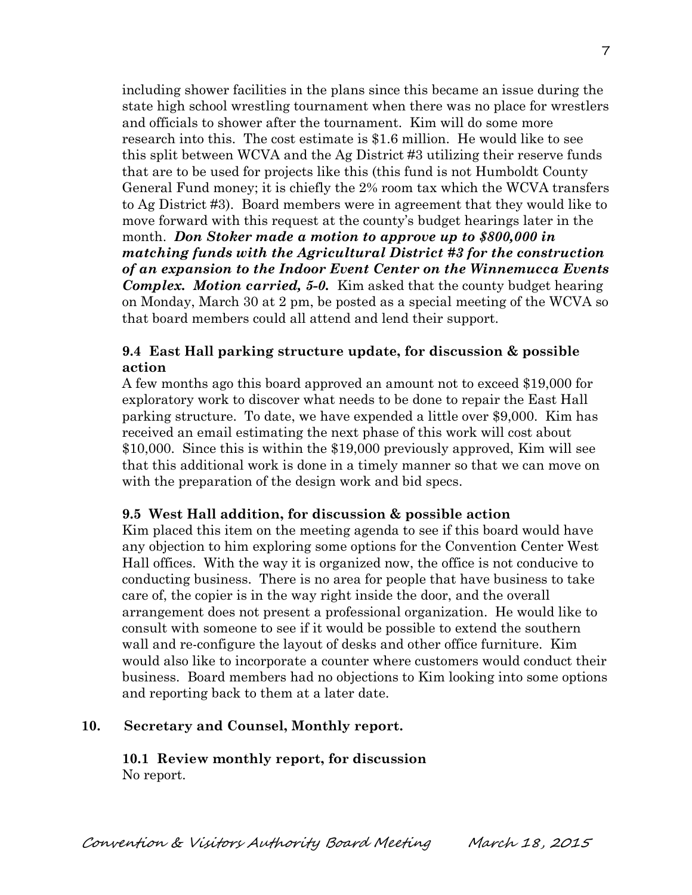including shower facilities in the plans since this became an issue during the state high school wrestling tournament when there was no place for wrestlers and officials to shower after the tournament. Kim will do some more research into this. The cost estimate is $1.6 million. He would like to see this split between WCVA and the Ag District #3 utilizing their reserve funds that are to be used for projects like this (this fund is not Humboldt County General Fund money; it is chiefly the 2% room tax which the WCVA transfers to Ag District #3). Board members were in agreement that they would like to move forward with this request at the county's budget hearings later in the month. ***Don Stoker made a motion to approve up to $800,000 in matching funds with the Agricultural District #3 for the construction of an expansion to the Indoor Event Center on the Winnemucca Events Complex. Motion carried, 5-0.*** Kim asked that the county budget hearing on Monday, March 30 at 2 pm, be posted as a special meeting of the WCVA so that board members could all attend and lend their support.

**9.4 East Hall parking structure update, for discussion & possible action**

A few months ago this board approved an amount not to exceed $19,000 for exploratory work to discover what needs to be done to repair the East Hall parking structure. To date, we have expended a little over $9,000. Kim has received an email estimating the next phase of this work will cost about $10,000. Since this is within the $19,000 previously approved, Kim will see that this additional work is done in a timely manner so that we can move on with the preparation of the design work and bid specs.

**9.5 West Hall addition, for discussion & possible action**

Kim placed this item on the meeting agenda to see if this board would have any objection to him exploring some options for the Convention Center West Hall offices. With the way it is organized now, the office is not conducive to conducting business. There is no area for people that have business to take care of, the copier is in the way right inside the door, and the overall arrangement does not present a professional organization. He would like to consult with someone to see if it would be possible to extend the southern wall and re-configure the layout of desks and other office furniture. Kim would also like to incorporate a counter where customers would conduct their business. Board members had no objections to Kim looking into some options and reporting back to them at a later date.

**10. Secretary and Counsel, Monthly report.**

**10.1 Review monthly report, for discussion**

No report.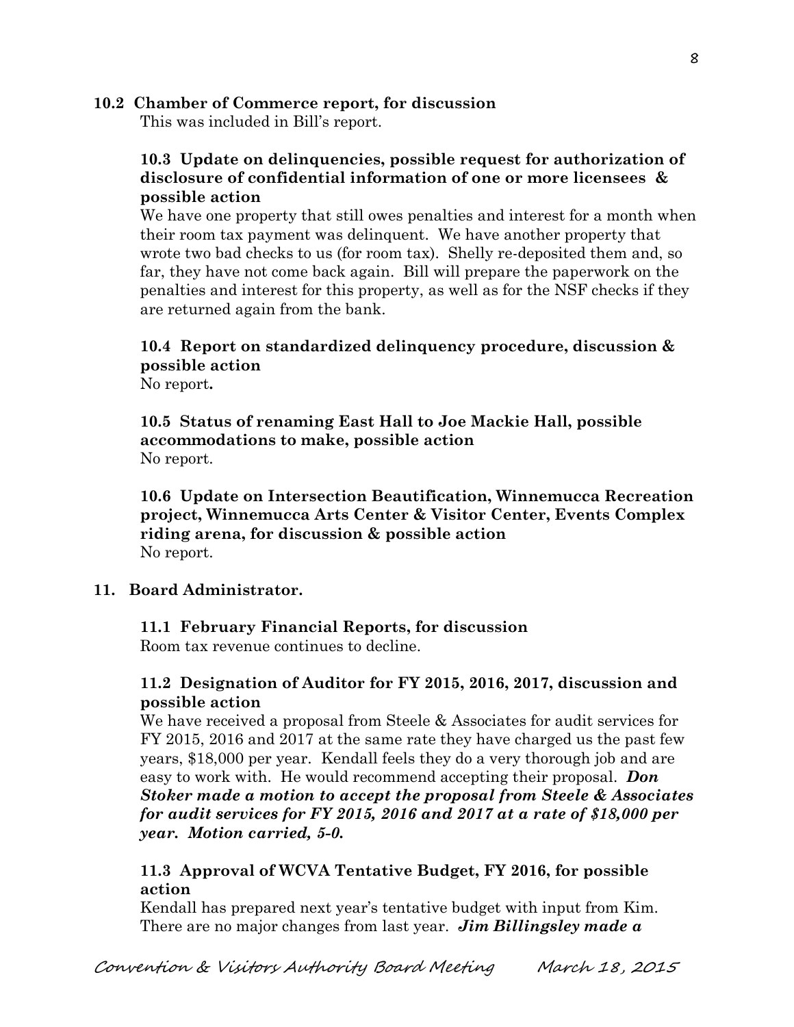**10.2 Chamber of Commerce report, for discussion**

This was included in Bill's report.

**10.3 Update on delinquencies, possible request for authorization of disclosure of confidential information of one or more licensees & possible action**

We have one property that still owes penalties and interest for a month when their room tax payment was delinquent. We have another property that wrote two bad checks to us (for room tax). Shelly re-deposited them and, so far, they have not come back again. Bill will prepare the paperwork on the penalties and interest for this property, as well as for the NSF checks if they are returned again from the bank.

**10.4 Report on standardized delinquency procedure, discussion & possible action**

No report**.**

**10.5 Status of renaming East Hall to Joe Mackie Hall, possible accommodations to make, possible action**

No report.

**10.6 Update on Intersection Beautification, Winnemucca Recreation project, Winnemucca Arts Center & Visitor Center, Events Complex riding arena, for discussion & possible action**

No report.

**11. Board Administrator.**

**11.1 February Financial Reports, for discussion**

Room tax revenue continues to decline.

**11.2 Designation of Auditor for FY 2015, 2016, 2017, discussion and possible action**

We have received a proposal from Steele & Associates for audit services for FY 2015, 2016 and 2017 at the same rate they have charged us the past few years, $18,000 per year. Kendall feels they do a very thorough job and are easy to work with. He would recommend accepting their proposal. ***Don Stoker made a motion to accept the proposal from Steele & Associates for audit services for FY 2015, 2016 and 2017 at a rate of $18,000 per year. Motion carried, 5-0.***

**11.3 Approval of WCVA Tentative Budget, FY 2016, for possible action**

Kendall has prepared next year's tentative budget with input from Kim. There are no major changes from last year. ***Jim Billingsley made a***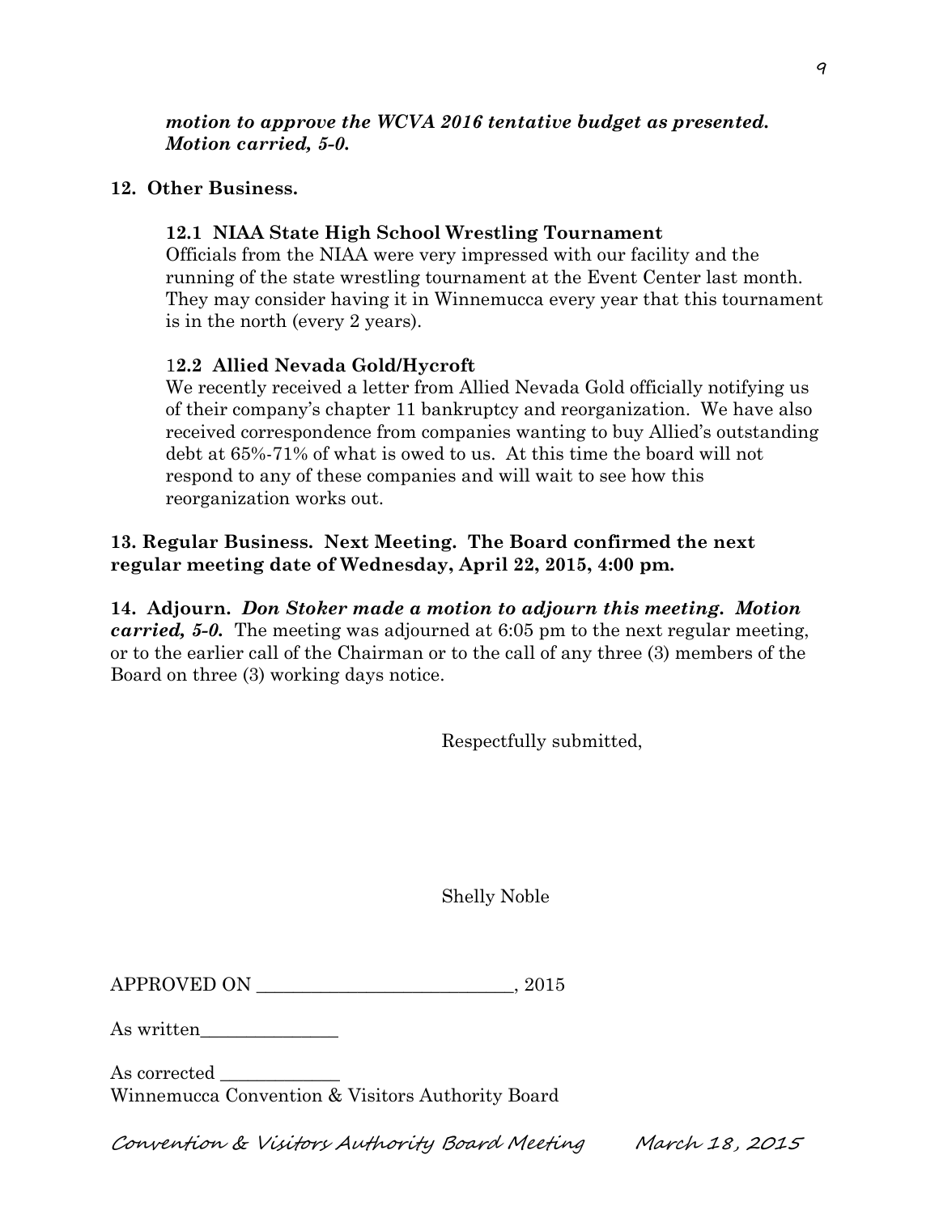*motion to approve the WCVA 2016 tentative budget as presented. Motion carried, 5-0.*

**12. Other Business.**

**12.1 NIAA State High School Wrestling Tournament**

Officials from the NIAA were very impressed with our facility and the running of the state wrestling tournament at the Event Center last month. They may consider having it in Winnemucca every year that this tournament is in the north (every 2 years).

**12.2 Allied Nevada Gold/Hycroft**

We recently received a letter from Allied Nevada Gold officially notifying us of their company's chapter 11 bankruptcy and reorganization. We have also received correspondence from companies wanting to buy Allied's outstanding debt at 65%-71% of what is owed to us. At this time the board will not respond to any of these companies and will wait to see how this reorganization works out.

**13. Regular Business. Next Meeting. The Board confirmed the next regular meeting date of Wednesday, April 22, 2015, 4:00 pm.**

**14. Adjourn.** ***Don Stoker made a motion to adjourn this meeting. Motion carried, 5-0.*** The meeting was adjourned at 6:05 pm to the next regular meeting, or to the earlier call of the Chairman or to the call of any three (3) members of the Board on three (3) working days notice.

Respectfully submitted,

Shelly Noble

APPROVED ON ___________________________, 2015

As written_______________

As corrected _____________

Winnemucca Convention & Visitors Authority Board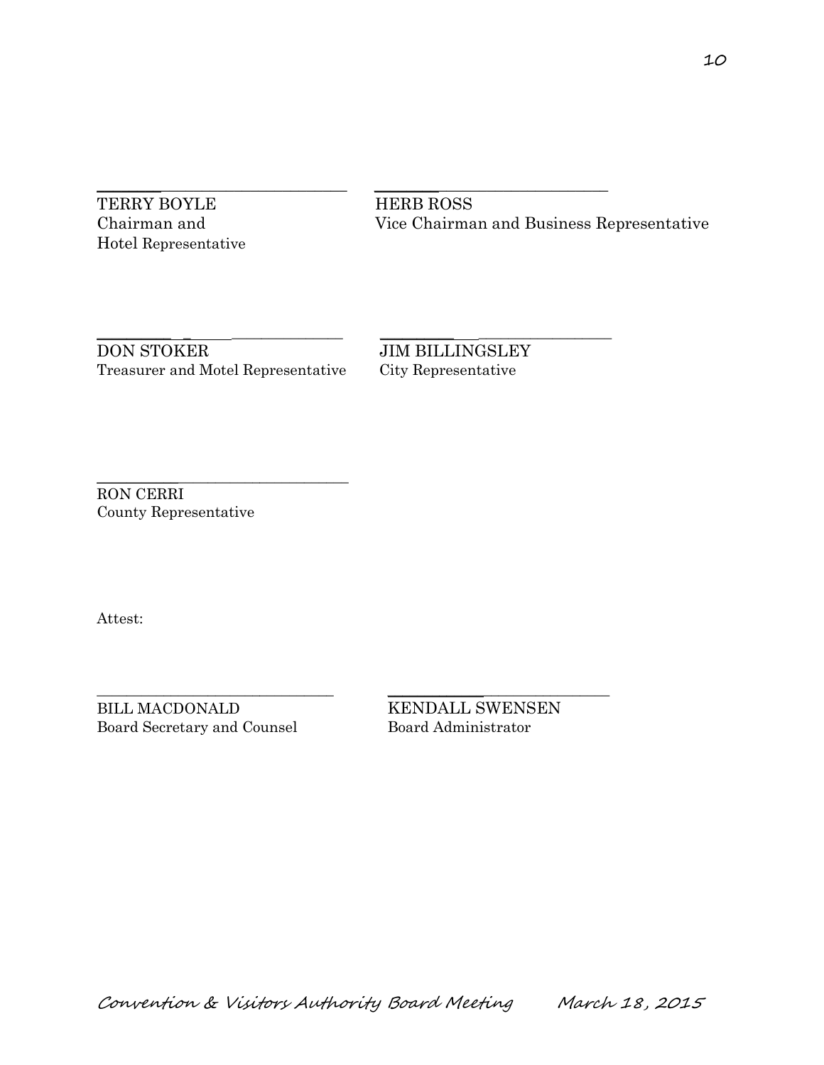\_\_\_\_\_\_\_\_\_\_\_\_\_\_\_\_\_\_\_\_\_\_\_\_\_\_\_\_\_\_\_
TERRY BOYLE
Chairman and
Hotel Representative

\_\_\_\_\_\_\_\_\_\_\_\_\_\_\_\_\_\_\_\_\_\_\_\_\_\_\_\_\_\_\_
HERB ROSS
Vice Chairman and Business Representative

\_\_\_\_\_\_\_\_\_\_\_\_\_\_\_\_\_\_\_\_\_\_\_\_\_\_\_\_\_\_\_
DON STOKER
Treasurer and Motel Representative

\_\_\_\_\_\_\_\_\_\_\_\_\_\_\_\_\_\_\_\_\_\_\_\_\_\_\_\_\_\_\_
JIM BILLINGSLEY
City Representative

\_\_\_\_\_\_\_\_\_\_\_\_\_\_\_\_\_\_\_\_\_\_\_\_\_\_\_\_\_\_\_
RON CERRI
County Representative

Attest:

\_\_\_\_\_\_\_\_\_\_\_\_\_\_\_\_\_\_\_\_\_\_\_\_\_\_\_\_\_\_\_
BILL MACDONALD
Board Secretary and Counsel

\_\_\_\_\_\_\_\_\_\_\_\_\_\_\_\_\_\_\_\_\_\_\_\_\_\_\_\_\_\_\_
KENDALL SWENSEN
Board Administrator